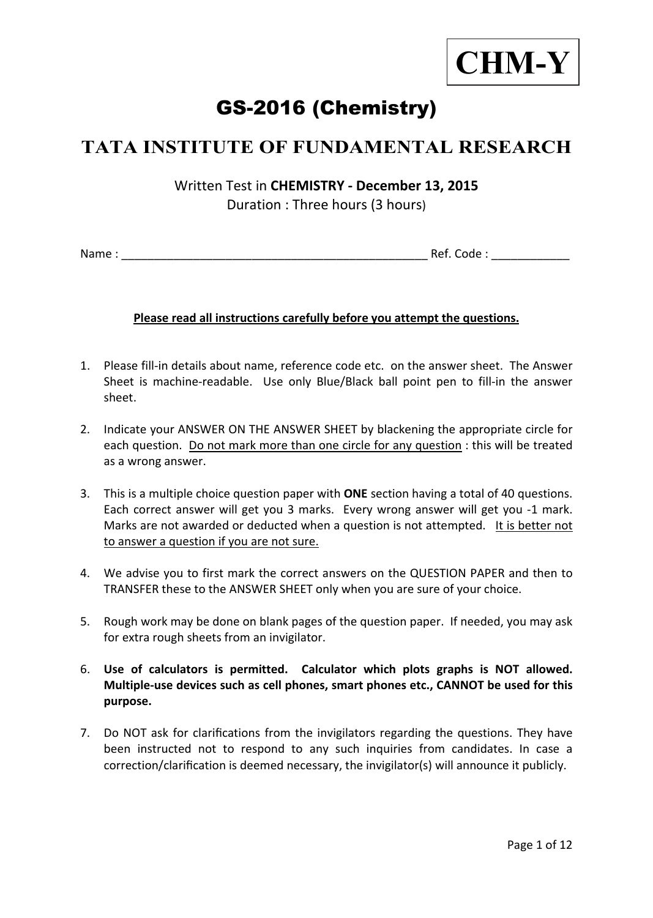**CHM-Y**

# GS-2016 (Chemistry)

## TATA INSTITUTE OF FUNDAMENTAL RESEARCH

Written Test in **CHEMISTRY - December 13, 2015**
Duration : Three hours (3 hours)

Name : ________________________________________________ Ref. Code : ____________

**Please read all instructions carefully before you attempt the questions.**

1. Please fill-in details about name, reference code etc. on the answer sheet. The Answer Sheet is machine-readable. Use only Blue/Black ball point pen to fill-in the answer sheet.

2. Indicate your ANSWER ON THE ANSWER SHEET by blackening the appropriate circle for each question. Do not mark more than one circle for any question : this will be treated as a wrong answer.

3. This is a multiple choice question paper with **ONE** section having a total of 40 questions. Each correct answer will get you 3 marks. Every wrong answer will get you -1 mark. Marks are not awarded or deducted when a question is not attempted. It is better not to answer a question if you are not sure.

4. We advise you to first mark the correct answers on the QUESTION PAPER and then to TRANSFER these to the ANSWER SHEET only when you are sure of your choice.

5. Rough work may be done on blank pages of the question paper. If needed, you may ask for extra rough sheets from an invigilator.

6. **Use of calculators is permitted. Calculator which plots graphs is NOT allowed. Multiple-use devices such as cell phones, smart phones etc., CANNOT be used for this purpose.**

7. Do NOT ask for clarifications from the invigilators regarding the questions. They have been instructed not to respond to any such inquiries from candidates. In case a correction/clarification is deemed necessary, the invigilator(s) will announce it publicly.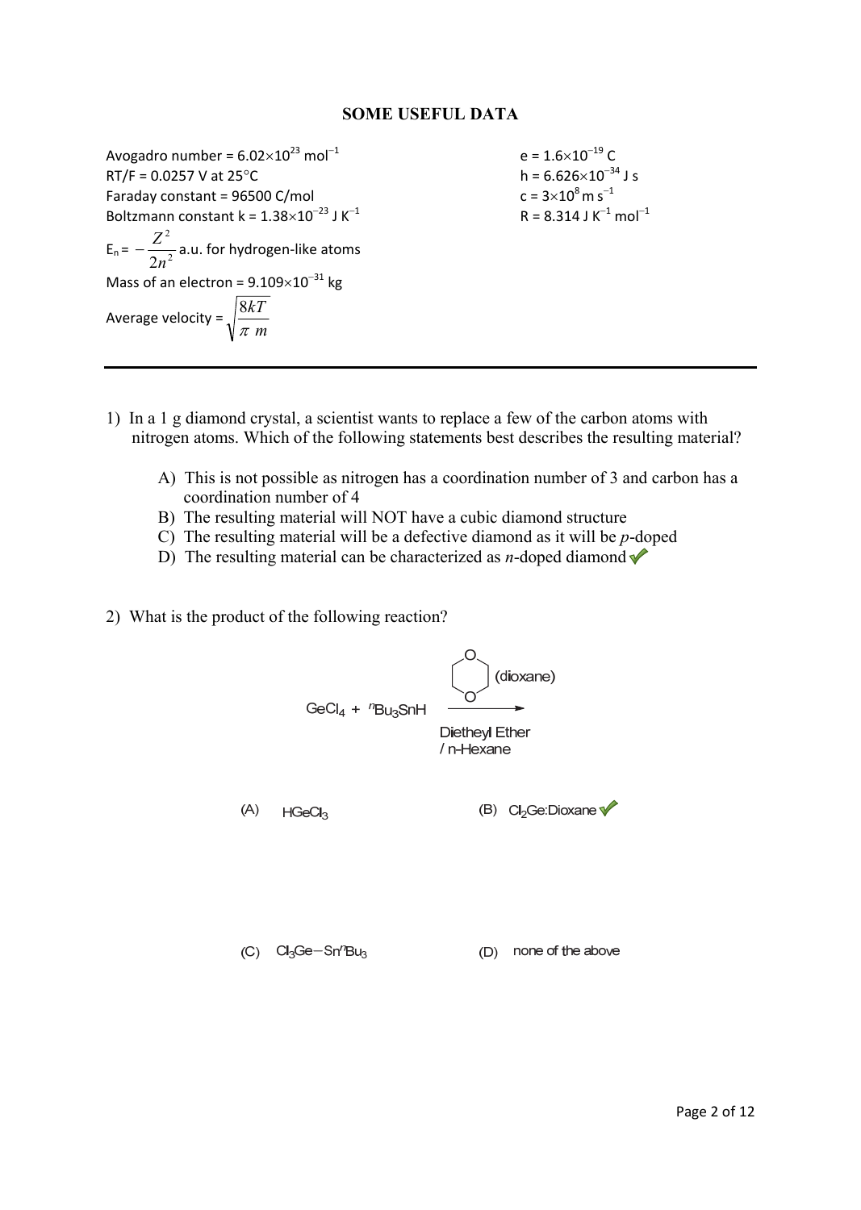## SOME USEFUL DATA

Avogadro number = $6.02 \times 10^{23}$ mol$^{-1}$
RT/F = 0.0257 V at 25°C
Faraday constant = 96500 C/mol
Boltzmann constant k = $1.38 \times 10^{-23}$ J K$^{-1}$
$E_n = -\frac{Z^2}{2n^2}$ a.u. for hydrogen-like atoms
Mass of an electron = $9.109 \times 10^{-31}$ kg
Average velocity = $\sqrt{\frac{8kT}{\pi m}}$

e = $1.6 \times 10^{-19}$ C
h = $6.626 \times 10^{-34}$ J s
c = $3 \times 10^{8}$ m s$^{-1}$
R = 8.314 J K$^{-1}$ mol$^{-1}$

---

1) In a 1 g diamond crystal, a scientist wants to replace a few of the carbon atoms with nitrogen atoms. Which of the following statements best describes the resulting material?

   A) This is not possible as nitrogen has a coordination number of 3 and carbon has a coordination number of 4
   B) The resulting material will NOT have a cubic diamond structure
   C) The resulting material will be a defective diamond as it will be *p*-doped
   D) The resulting material can be characterized as *n*-doped diamond ✓

2) What is the product of the following reaction?

$$GeCl_4 + {}^nBu_3SnH \xrightarrow[\text{Dietheyl Ether / n-Hexane}]{\text{(dioxane)}}$$

(A) $HGeCl_3$

(B) $Cl_2Ge$:Dioxane ✓

(C) $Cl_3Ge{-}Sn^nBu_3$

(D) none of the above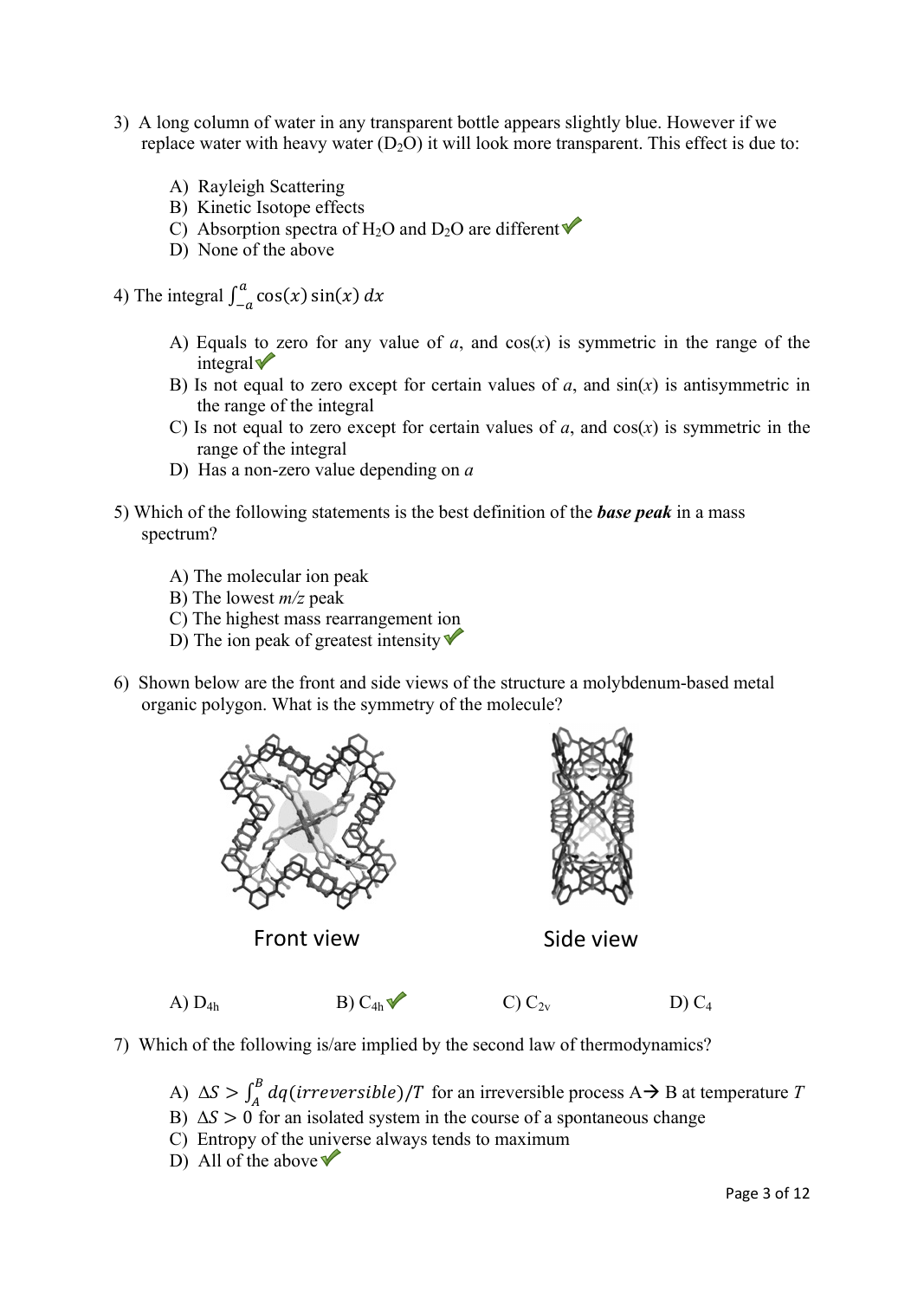3) A long column of water in any transparent bottle appears slightly blue. However if we replace water with heavy water ($D_2O$) it will look more transparent. This effect is due to:

   A) Rayleigh Scattering
   B) Kinetic Isotope effects
   C) Absorption spectra of $H_2O$ and $D_2O$ are different ✓
   D) None of the above

4) The integral $\int_{-a}^{a} \cos(x)\sin(x)\,dx$

   A) Equals to zero for any value of $a$, and $\cos(x)$ is symmetric in the range of the integral ✓
   B) Is not equal to zero except for certain values of $a$, and $\sin(x)$ is antisymmetric in the range of the integral
   C) Is not equal to zero except for certain values of $a$, and $\cos(x)$ is symmetric in the range of the integral
   D) Has a non-zero value depending on $a$

5) Which of the following statements is the best definition of the ***base peak*** in a mass spectrum?

   A) The molecular ion peak
   B) The lowest $m/z$ peak
   C) The highest mass rearrangement ion
   D) The ion peak of greatest intensity ✓

6) Shown below are the front and side views of the structure a molybdenum-based metal organic polygon. What is the symmetry of the molecule?

Front view

Side view

   A) $D_{4h}$ B) $C_{4h}$ ✓ C) $C_{2v}$ D) $C_4$

7) Which of the following is/are implied by the second law of thermodynamics?

   A) $\Delta S > \int_{A}^{B} dq(irreversible)/T$ for an irreversible process A→ B at temperature $T$
   B) $\Delta S > 0$ for an isolated system in the course of a spontaneous change
   C) Entropy of the universe always tends to maximum
   D) All of the above ✓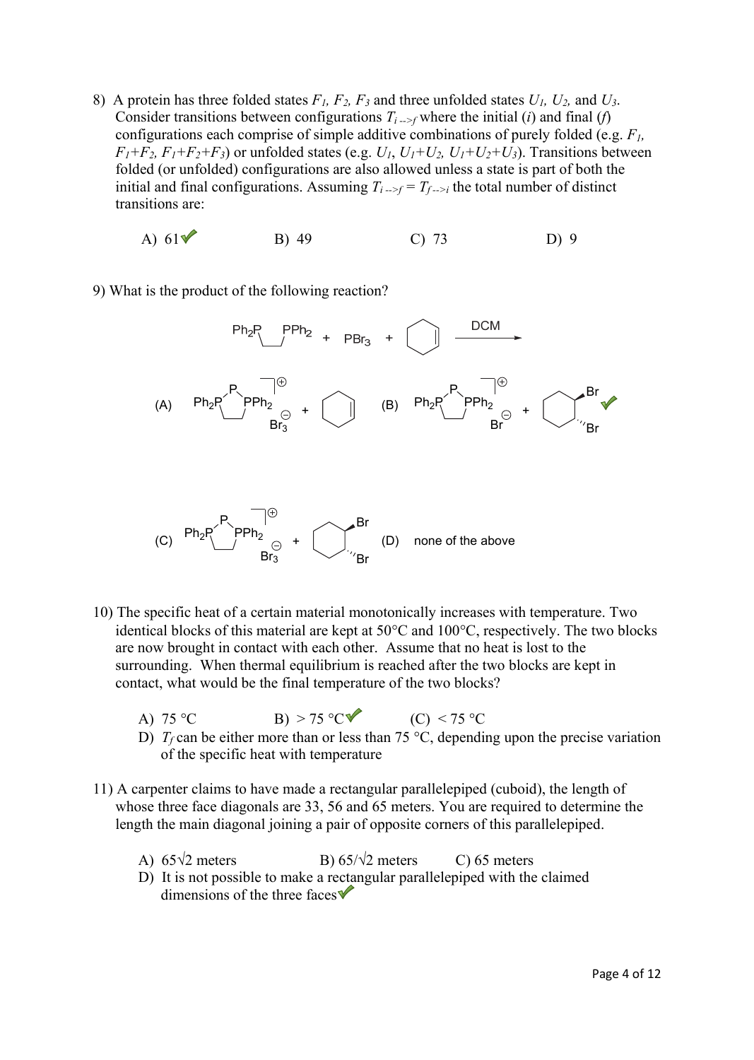8) A protein has three folded states $F_1$, $F_2$, $F_3$ and three unfolded states $U_1$, $U_2$, and $U_3$. Consider transitions between configurations $T_{i \to f}$ where the initial ($i$) and final ($f$) configurations each comprise of simple additive combinations of purely folded (e.g. $F_1$, $F_1+F_2$, $F_1+F_2+F_3$) or unfolded states (e.g. $U_1$, $U_1+U_2$, $U_1+U_2+U_3$). Transitions between folded (or unfolded) configurations are also allowed unless a state is part of both the initial and final configurations. Assuming $T_{i \to f} = T_{f \to i}$ the total number of distinct transitions are:

A) 61 ✓ B) 49 C) 73 D) 9

9) What is the product of the following reaction?

$Ph_2P$–$CH_2CH_2$–$PPh_2$ + $PBr_3$ + cyclohexene $\xrightarrow{\text{DCM}}$

(A) [five-membered ring: $Ph_2P$–P–$PPh_2$ cation]$^{\oplus}$ $Br_3^{\ominus}$ + cyclohexene

(B) [five-membered ring: $Ph_2P$–P–$PPh_2$ cation]$^{\oplus}$ $Br^{\ominus}$ + trans-1,2-dibromocyclohexane ✓

(C) [five-membered ring: $Ph_2P$–P–$PPh_2$ cation]$^{\oplus}$ $Br_3^{\ominus}$ + trans-1,2-dibromocyclohexane

(D) none of the above

10) The specific heat of a certain material monotonically increases with temperature. Two identical blocks of this material are kept at 50°C and 100°C, respectively. The two blocks are now brought in contact with each other. Assume that no heat is lost to the surrounding. When thermal equilibrium is reached after the two blocks are kept in contact, what would be the final temperature of the two blocks?

A) 75 °C B) > 75 °C ✓ (C) < 75 °C

D) $T_f$ can be either more than or less than 75 °C, depending upon the precise variation of the specific heat with temperature

11) A carpenter claims to have made a rectangular parallelepiped (cuboid), the length of whose three face diagonals are 33, 56 and 65 meters. You are required to determine the length the main diagonal joining a pair of opposite corners of this parallelepiped.

A) $65\sqrt{2}$ meters B) $65/\sqrt{2}$ meters C) 65 meters

D) It is not possible to make a rectangular parallelepiped with the claimed dimensions of the three faces ✓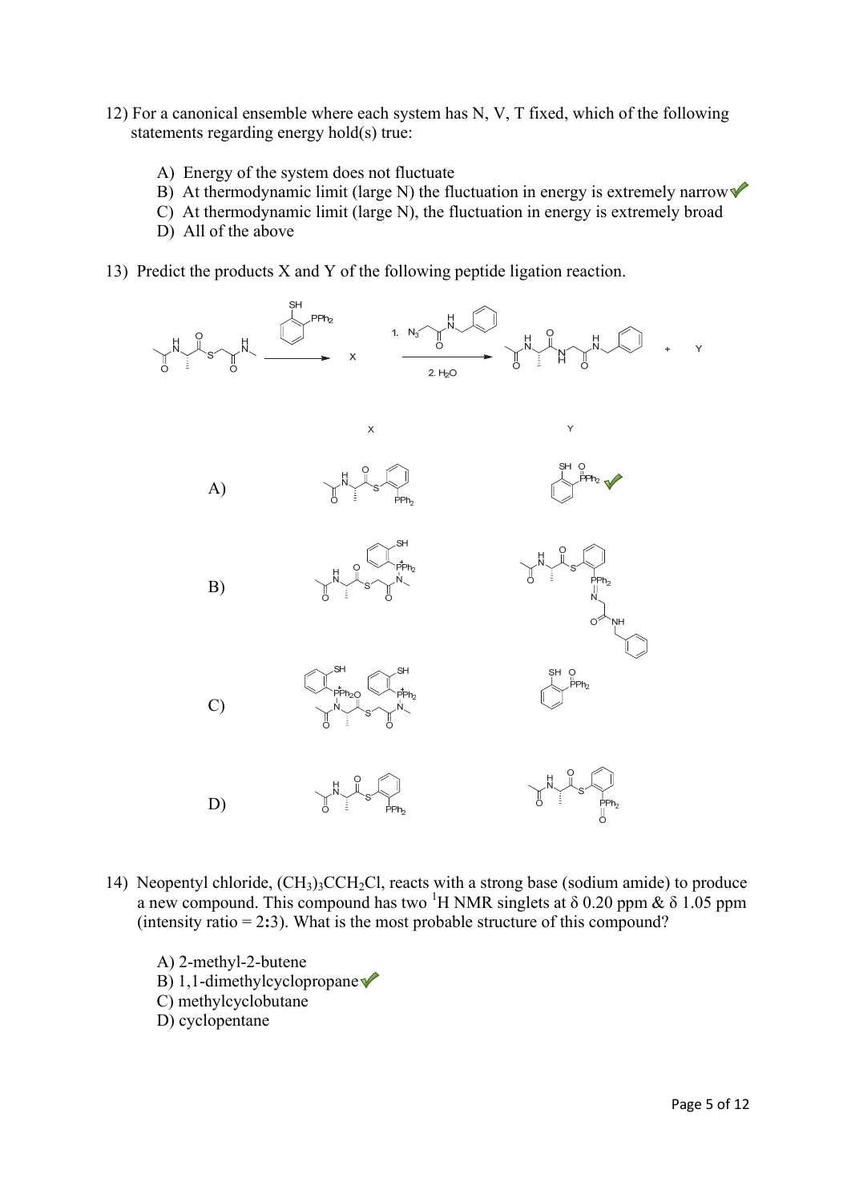12) For a canonical ensemble where each system has N, V, T fixed, which of the following statements regarding energy hold(s) true:

A) Energy of the system does not fluctuate
B) At thermodynamic limit (large N) the fluctuation in energy is extremely narrow ✓
C) At thermodynamic limit (large N), the fluctuation in energy is extremely broad
D) All of the above

13) Predict the products X and Y of the following peptide ligation reaction.

X

Y

A)

B)

C)

D)

14) Neopentyl chloride, $(CH_3)_3CCH_2Cl$, reacts with a strong base (sodium amide) to produce a new compound. This compound has two $^1H$ NMR singlets at δ 0.20 ppm & δ 1.05 ppm (intensity ratio = 2:3). What is the most probable structure of this compound?

A) 2-methyl-2-butene
B) 1,1-dimethylcyclopropane ✓
C) methylcyclobutane
D) cyclopentane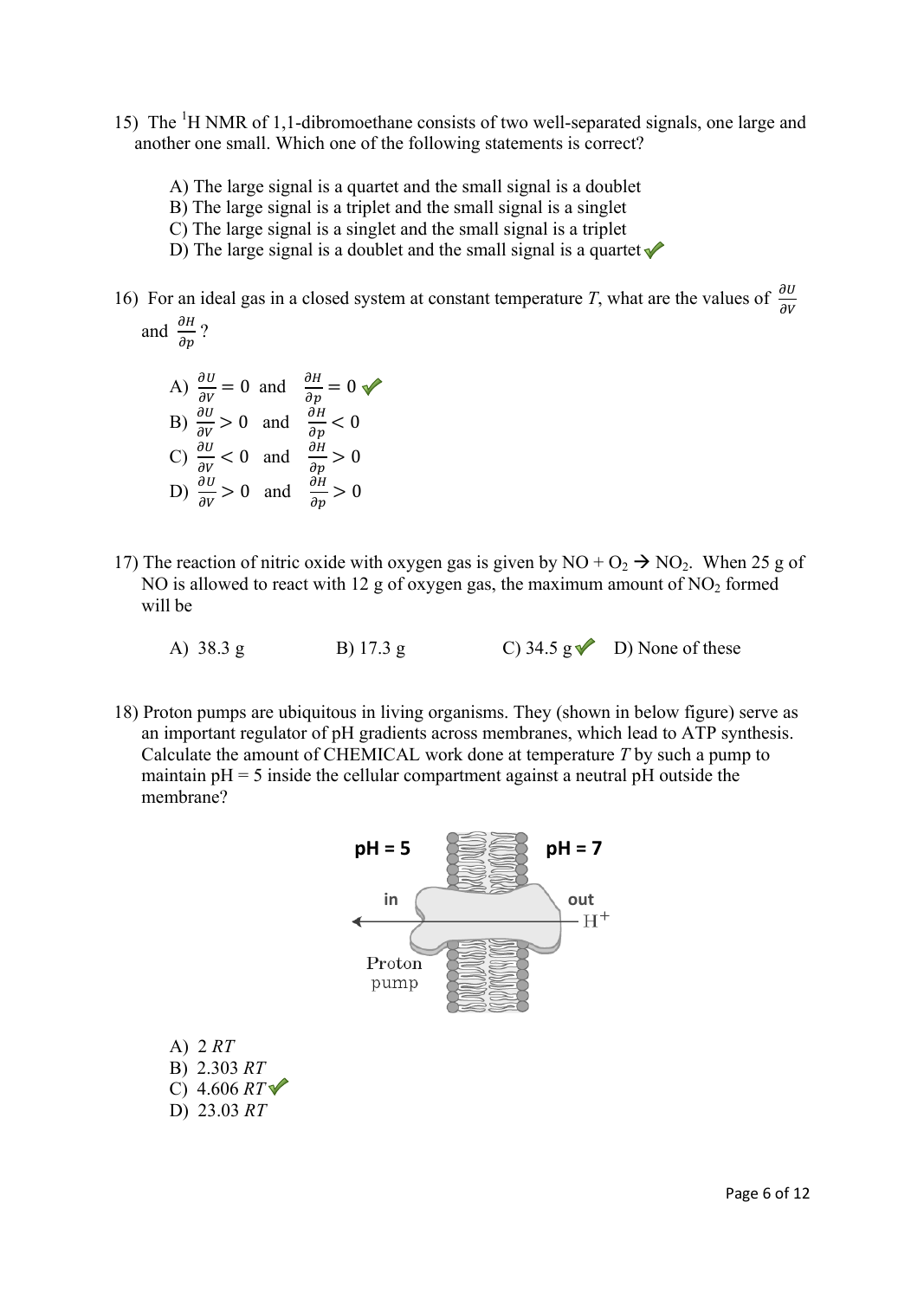15) The $^1$H NMR of 1,1-dibromoethane consists of two well-separated signals, one large and another one small. Which one of the following statements is correct?

A) The large signal is a quartet and the small signal is a doublet
B) The large signal is a triplet and the small signal is a singlet
C) The large signal is a singlet and the small signal is a triplet
D) The large signal is a doublet and the small signal is a quartet ✓

16) For an ideal gas in a closed system at constant temperature *T*, what are the values of $\frac{\partial U}{\partial V}$ and $\frac{\partial H}{\partial p}$?

A) $\frac{\partial U}{\partial V} = 0$ and $\frac{\partial H}{\partial p} = 0$ ✓
B) $\frac{\partial U}{\partial V} > 0$ and $\frac{\partial H}{\partial p} < 0$
C) $\frac{\partial U}{\partial V} < 0$ and $\frac{\partial H}{\partial p} > 0$
D) $\frac{\partial U}{\partial V} > 0$ and $\frac{\partial H}{\partial p} > 0$

17) The reaction of nitric oxide with oxygen gas is given by $NO + O_2 \rightarrow NO_2$. When 25 g of NO is allowed to react with 12 g of oxygen gas, the maximum amount of $NO_2$ formed will be

A) 38.3 g    B) 17.3 g    C) 34.5 g ✓    D) None of these

18) Proton pumps are ubiquitous in living organisms. They (shown in below figure) serve as an important regulator of pH gradients across membranes, which lead to ATP synthesis. Calculate the amount of CHEMICAL work done at temperature *T* by such a pump to maintain pH = 5 inside the cellular compartment against a neutral pH outside the membrane?

pH = 5 | pH = 7
in | out
$H^+$
Proton pump

A) 2 *RT*
B) 2.303 *RT*
C) 4.606 *RT* ✓
D) 23.03 *RT*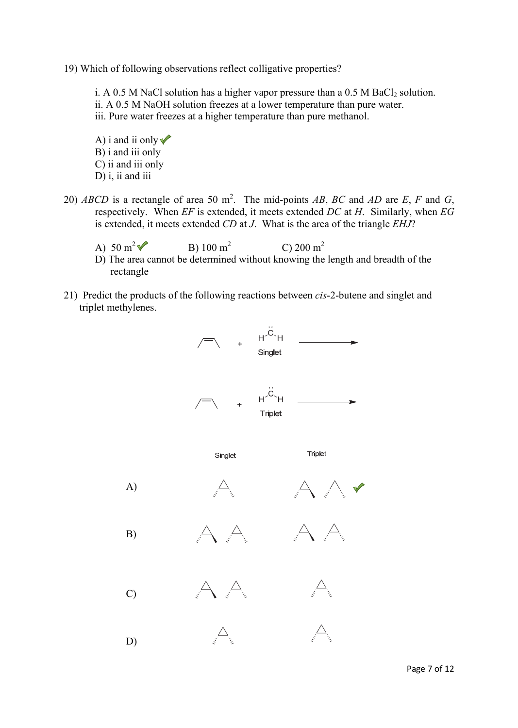19) Which of following observations reflect colligative properties?

i. A 0.5 M NaCl solution has a higher vapor pressure than a 0.5 M $BaCl_2$ solution.
ii. A 0.5 M NaOH solution freezes at a lower temperature than pure water.
iii. Pure water freezes at a higher temperature than pure methanol.

A) i and ii only ✓
B) i and iii only
C) ii and iii only
D) i, ii and iii

20) *ABCD* is a rectangle of area 50 $m^2$. The mid-points *AB*, *BC* and *AD* are *E*, *F* and *G*, respectively. When *EF* is extended, it meets extended *DC* at *H*. Similarly, when *EG* is extended, it meets extended *CD* at *J*. What is the area of the triangle *EHJ*?

A) 50 $m^2$ ✓
B) 100 $m^2$
C) 200 $m^2$
D) The area cannot be determined without knowing the length and breadth of the rectangle

21) Predict the products of the following reactions between *cis*-2-butene and singlet and triplet methylenes.

*cis*-2-butene + $H\ddot{C}H$ (Singlet) →

*cis*-2-butene + $H\ddot{C}H$ (Triplet) →

| | Singlet | Triplet |
|---|---|---|
| A) | *cis*-1,2-dimethylcyclopropane | *trans*-1,2-dimethylcyclopropane, *cis*-1,2-dimethylcyclopropane ✓ |
| B) | *trans*-1,2-dimethylcyclopropane, *cis*-1,2-dimethylcyclopropane | *trans*-1,2-dimethylcyclopropane, *cis*-1,2-dimethylcyclopropane |
| C) | *trans*-1,2-dimethylcyclopropane, *cis*-1,2-dimethylcyclopropane | *cis*-1,2-dimethylcyclopropane |
| D) | *cis*-1,2-dimethylcyclopropane | *cis*-1,2-dimethylcyclopropane |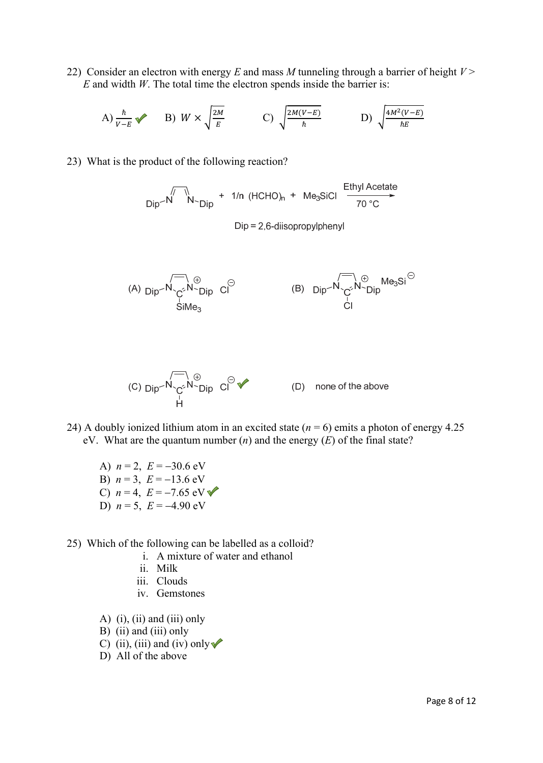22) Consider an electron with energy $E$ and mass $M$ tunneling through a barrier of height $V > E$ and width $W$. The total time the electron spends inside the barrier is:

A) $\frac{\hbar}{V-E}$ ✓    B) $W \times \sqrt{\frac{2M}{E}}$    C) $\sqrt{\frac{2M(V-E)}{\hbar}}$    D) $\sqrt{\frac{4M^2(V-E)}{\hbar E}}$

23) What is the product of the following reaction?

Dip–N=CH–CH=N–Dip + 1/n $(HCHO)_n$ + $Me_3SiCl$ $\xrightarrow[70\ °C]{\text{Ethyl Acetate}}$

Dip = 2,6-diisopropylphenyl

(A) 1,3-bis(Dip)imidazolium with $SiMe_3$ on C2, $Cl^{\ominus}$

(B) 1,3-bis(Dip)imidazolium with Cl on C2, $Me_3Si^{\ominus}$

(C) 1,3-bis(Dip)imidazolium with H on C2, $Cl^{\ominus}$ ✓

(D) none of the above

24) A doubly ionized lithium atom in an excited state ($n$ = 6) emits a photon of energy 4.25 eV. What are the quantum number ($n$) and the energy ($E$) of the final state?

A) $n = 2$, $E = -30.6$ eV
B) $n = 3$, $E = -13.6$ eV
C) $n = 4$, $E = -7.65$ eV ✓
D) $n = 5$, $E = -4.90$ eV

25) Which of the following can be labelled as a colloid?

i. A mixture of water and ethanol
ii. Milk
iii. Clouds
iv. Gemstones

A) (i), (ii) and (iii) only
B) (ii) and (iii) only
C) (ii), (iii) and (iv) only ✓
D) All of the above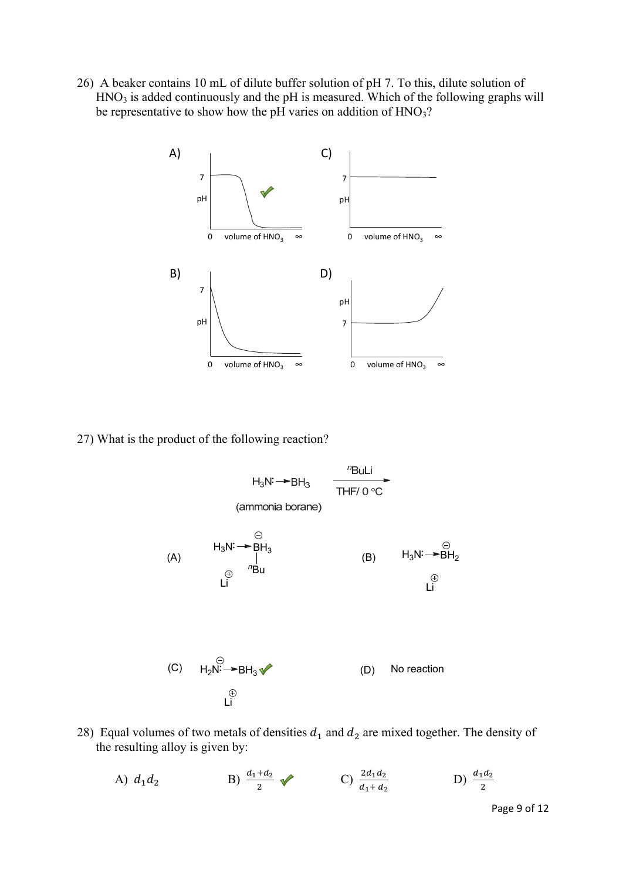26) A beaker contains 10 mL of dilute buffer solution of pH 7. To this, dilute solution of $HNO_3$ is added continuously and the pH is measured. Which of the following graphs will be representative to show how the pH varies on addition of $HNO_3$?

A) ✓

C)

B)

D)

27) What is the product of the following reaction?

$$H_3N{:}\rightarrow BH_3 \xrightarrow[\text{THF/ 0 °C}]{^{n}\text{BuLi}}$$

(ammonia borane)

(A) $H_3N{:}\rightarrow \overset{\ominus}{B}H_3(^{n}Bu)$ $\overset{\oplus}{Li}$

(B) $H_3N{:}\rightarrow \overset{\ominus}{B}H_2$ $\overset{\oplus}{Li}$

(C) $H_2\overset{\ominus}{N}{:}\rightarrow BH_3$ $\overset{\oplus}{Li}$ ✓

(D) No reaction

28) Equal volumes of two metals of densities $d_1$ and $d_2$ are mixed together. The density of the resulting alloy is given by:

A) $d_1 d_2$

B) $\frac{d_1+d_2}{2}$ ✓

C) $\frac{2d_1d_2}{d_1+d_2}$

D) $\frac{d_1d_2}{2}$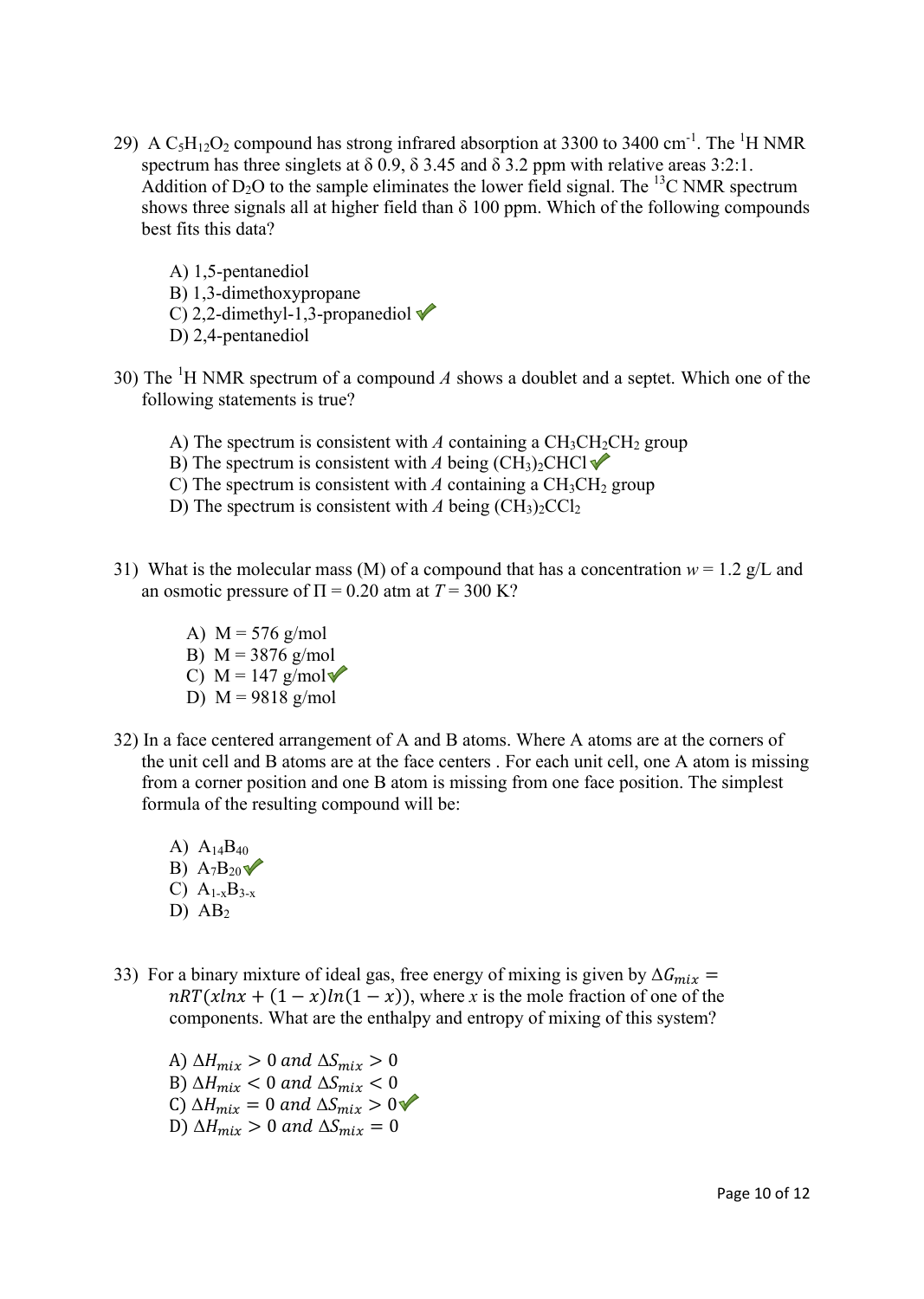29) A $C_5H_{12}O_2$ compound has strong infrared absorption at 3300 to 3400 $cm^{-1}$. The $^{1}H$ NMR spectrum has three singlets at δ 0.9, δ 3.45 and δ 3.2 ppm with relative areas 3:2:1. Addition of $D_2O$ to the sample eliminates the lower field signal. The $^{13}C$ NMR spectrum shows three signals all at higher field than δ 100 ppm. Which of the following compounds best fits this data?

A) 1,5-pentanediol
B) 1,3-dimethoxypropane
C) 2,2-dimethyl-1,3-propanediol ✓
D) 2,4-pentanediol

30) The $^{1}H$ NMR spectrum of a compound *A* shows a doublet and a septet. Which one of the following statements is true?

A) The spectrum is consistent with *A* containing a $CH_3CH_2CH_2$ group
B) The spectrum is consistent with *A* being $(CH_3)_2CHCl$ ✓
C) The spectrum is consistent with *A* containing a $CH_3CH_2$ group
D) The spectrum is consistent with *A* being $(CH_3)_2CCl_2$

31) What is the molecular mass (M) of a compound that has a concentration $w = 1.2$ g/L and an osmotic pressure of $\Pi = 0.20$ atm at $T = 300$ K?

A) M = 576 g/mol
B) M = 3876 g/mol
C) M = 147 g/mol ✓
D) M = 9818 g/mol

32) In a face centered arrangement of A and B atoms. Where A atoms are at the corners of the unit cell and B atoms are at the face centers . For each unit cell, one A atom is missing from a corner position and one B atom is missing from one face position. The simplest formula of the resulting compound will be:

A) $A_{14}B_{40}$
B) $A_7B_{20}$ ✓
C) $A_{1-x}B_{3-x}$
D) $AB_2$

33) For a binary mixture of ideal gas, free energy of mixing is given by $\Delta G_{mix} = nRT(x\ln x + (1-x)\ln(1-x))$, where *x* is the mole fraction of one of the components. What are the enthalpy and entropy of mixing of this system?

A) $\Delta H_{mix} > 0$ and $\Delta S_{mix} > 0$
B) $\Delta H_{mix} < 0$ and $\Delta S_{mix} < 0$
C) $\Delta H_{mix} = 0$ and $\Delta S_{mix} > 0$ ✓
D) $\Delta H_{mix} > 0$ and $\Delta S_{mix} = 0$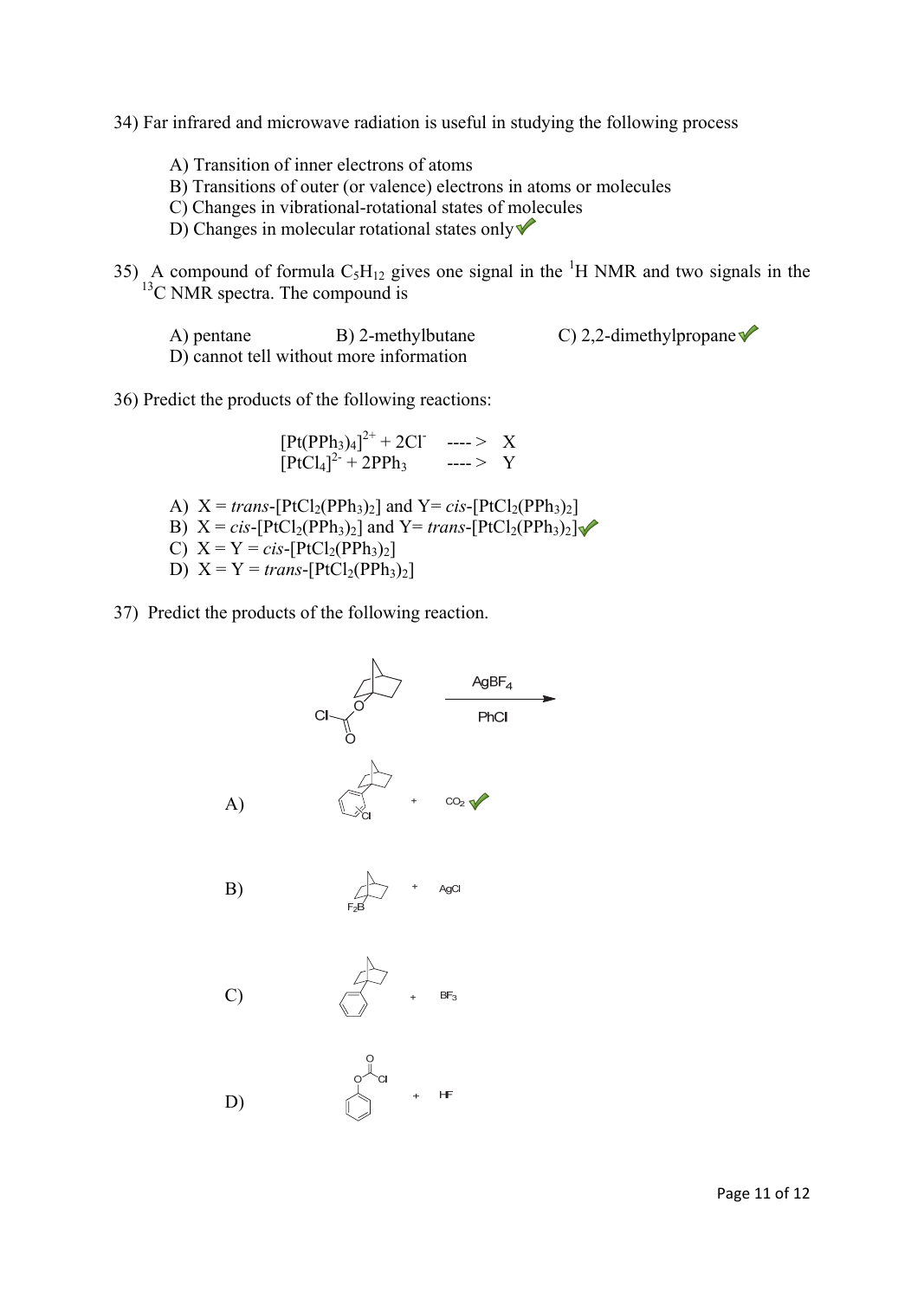34) Far infrared and microwave radiation is useful in studying the following process

A) Transition of inner electrons of atoms
B) Transitions of outer (or valence) electrons in atoms or molecules
C) Changes in vibrational-rotational states of molecules
D) Changes in molecular rotational states only ✓

35) A compound of formula $C_5H_{12}$ gives one signal in the $^1$H NMR and two signals in the $^{13}$C NMR spectra. The compound is

A) pentane
B) 2-methylbutane
C) 2,2-dimethylpropane ✓
D) cannot tell without more information

36) Predict the products of the following reactions:

$$[Pt(PPh_3)_4]^{2+} + 2Cl^- \longrightarrow X$$
$$[PtCl_4]^{2-} + 2PPh_3 \longrightarrow Y$$

A) X = *trans*-$[PtCl_2(PPh_3)_2]$ and Y= *cis*-$[PtCl_2(PPh_3)_2]$
B) X = *cis*-$[PtCl_2(PPh_3)_2]$ and Y= *trans*-$[PtCl_2(PPh_3)_2]$ ✓
C) X = Y = *cis*-$[PtCl_2(PPh_3)_2]$
D) X = Y = *trans*-$[PtCl_2(PPh_3)_2]$

37) Predict the products of the following reaction.

Cl–C(=O)–O–(norbornyl) $\xrightarrow[\text{PhCl}]{AgBF_4}$

A) (chlorophenyl)norbornane + $CO_2$ ✓

B) $F_2B$–norbornane + AgCl

C) phenylnorbornane + $BF_3$

D) phenyl chloroformate (PhO–C(=O)Cl) + HF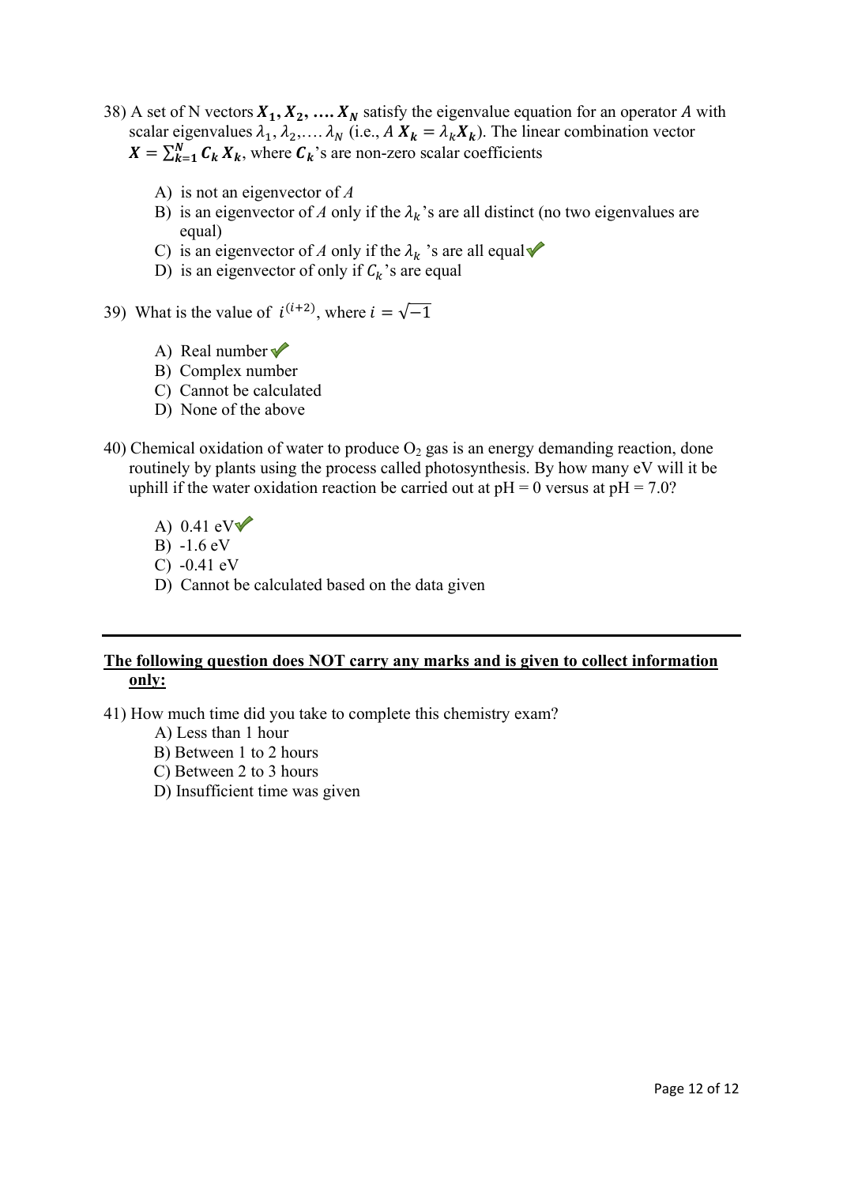38) A set of N vectors $\boldsymbol{X_1}, \boldsymbol{X_2}, \ldots \boldsymbol{X_N}$ satisfy the eigenvalue equation for an operator $A$ with scalar eigenvalues $\lambda_1, \lambda_2, \ldots \lambda_N$ (i.e., $A\,\boldsymbol{X_k} = \lambda_k \boldsymbol{X_k}$). The linear combination vector $\boldsymbol{X} = \sum_{k=1}^{N} \boldsymbol{C_k}\,\boldsymbol{X_k}$, where $\boldsymbol{C_k}$'s are non-zero scalar coefficients

   A) is not an eigenvector of $A$
   B) is an eigenvector of $A$ only if the $\lambda_k$'s are all distinct (no two eigenvalues are equal)
   C) is an eigenvector of $A$ only if the $\lambda_k$ 's are all equal ✔
   D) is an eigenvector of only if $C_k$'s are equal

39) What is the value of $i^{(i+2)}$, where $i = \sqrt{-1}$

   A) Real number ✔
   B) Complex number
   C) Cannot be calculated
   D) None of the above

40) Chemical oxidation of water to produce $O_2$ gas is an energy demanding reaction, done routinely by plants using the process called photosynthesis. By how many eV will it be uphill if the water oxidation reaction be carried out at pH = 0 versus at pH = 7.0?

   A) 0.41 eV ✔
   B) -1.6 eV
   C) -0.41 eV
   D) Cannot be calculated based on the data given

---

**<u>The following question does NOT carry any marks and is given to collect information only:</u>**

41) How much time did you take to complete this chemistry exam?

   A) Less than 1 hour
   B) Between 1 to 2 hours
   C) Between 2 to 3 hours
   D) Insufficient time was given